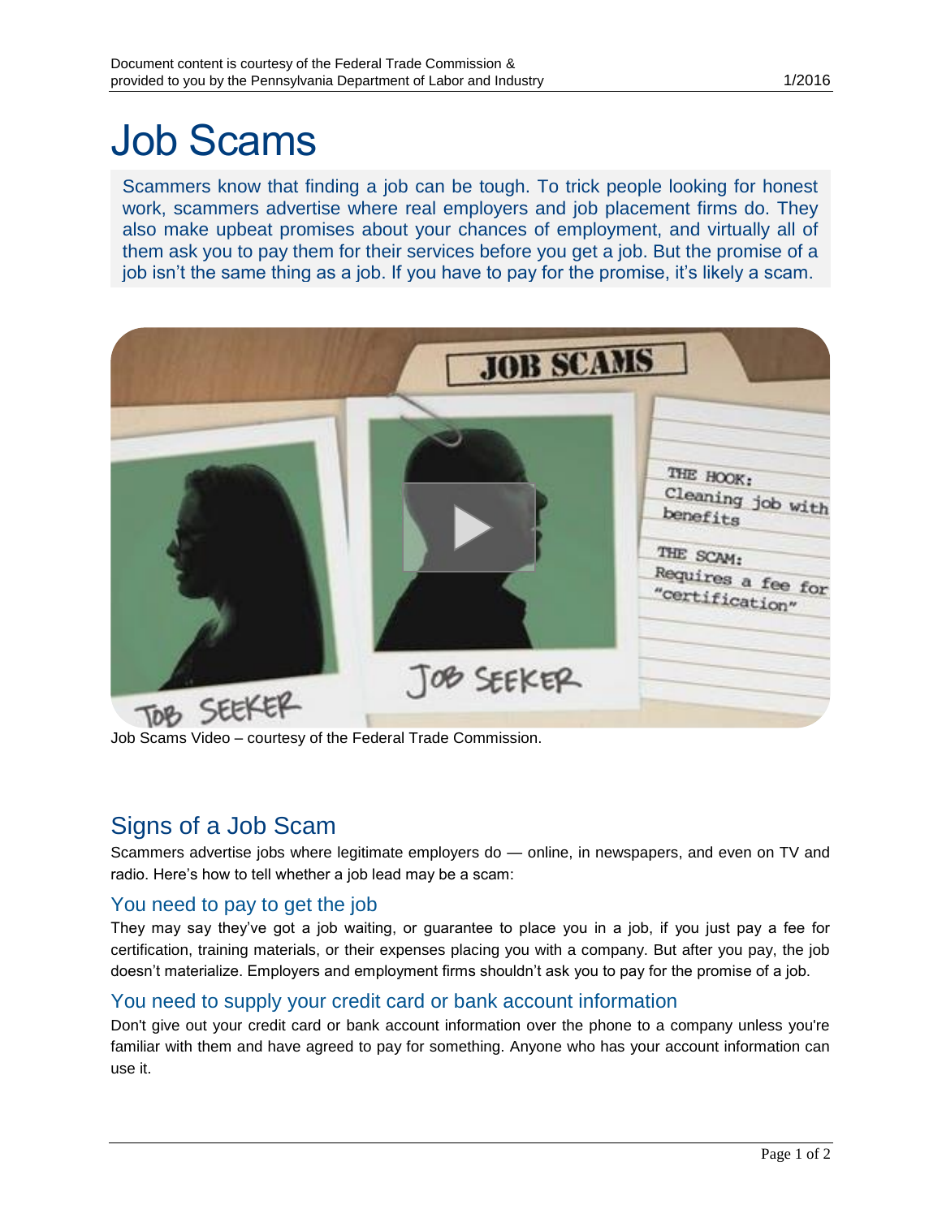# Job Scams

Scammers know that finding a job can be tough. To trick people looking for honest work, scammers advertise where real employers and job placement firms do. They also make upbeat promises about your chances of employment, and virtually all of them ask you to pay them for their services before you get a job. But the promise of a job isn't the same thing as a job. If you have to pay for the promise, it's likely a scam.

Job Scams Video – courtesy of the Federal Trade Commission.

## Signs of a Job Scam

Scammers advertise jobs where legitimate employers do — online, in newspapers, and even on TV and radio. Here's how to tell whether a job lead may be a scam:

### You need to pay to get the job

They may say they've got a job waiting, or guarantee to place you in a job, if you just pay a fee for certification, training materials, or their expenses placing you with a company. But after you pay, the job doesn't materialize. Employers and employment firms shouldn't ask you to pay for the promise of a job.

### You need to supply your credit card or bank account information

Don't give out your credit card or bank account information over the phone to a company unless you're familiar with them and have agreed to pay for something. Anyone who has your account information can use it.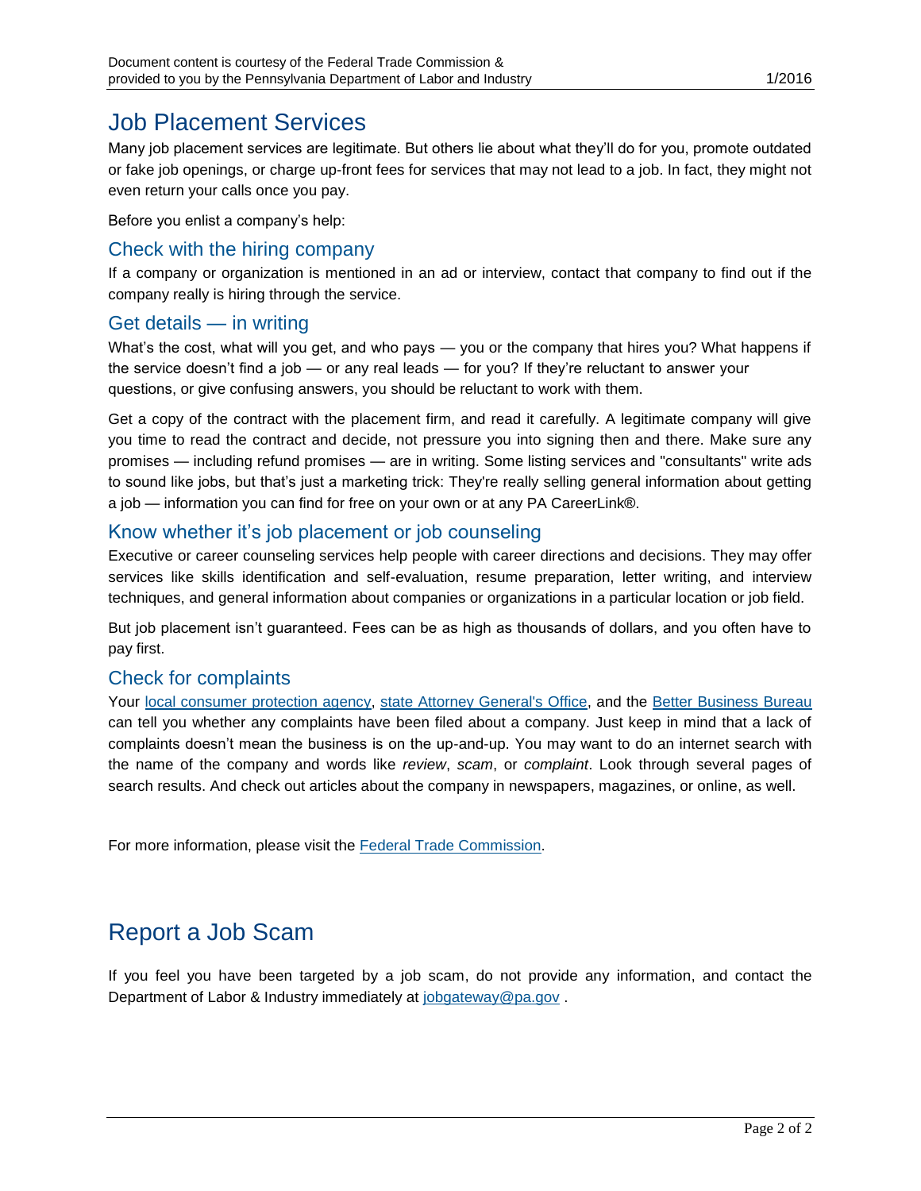# Job Placement Services

Many job placement services are legitimate. But others lie about what they'll do for you, promote outdated or fake job openings, or charge up-front fees for services that may not lead to a job. In fact, they might not even return your calls once you pay.

Before you enlist a company's help:

## Check with the hiring company

If a company or organization is mentioned in an ad or interview, contact that company to find out if the company really is hiring through the service.

## Get details — in writing

What's the cost, what will you get, and who pays — you or the company that hires you? What happens if the service doesn't find a job — or any real leads — for you? If they're reluctant to answer your questions, or give confusing answers, you should be reluctant to work with them.

Get a copy of the contract with the placement firm, and read it carefully. A legitimate company will give you time to read the contract and decide, not pressure you into signing then and there. Make sure any promises — including refund promises — are in writing. Some listing services and "consultants" write ads to sound like jobs, but that's just a marketing trick: They're really selling general information about getting a job — information you can find for free on your own or at any PA CareerLink®.

## Know whether it's job placement or job counseling

Executive or career counseling services help people with career directions and decisions. They may offer services like skills identification and self-evaluation, resume preparation, letter writing, and interview techniques, and general information about companies or organizations in a particular location or job field.

But job placement isn't guaranteed. Fees can be as high as thousands of dollars, and you often have to pay first.

## Check for complaints

Your local consumer protection agency, state Attorney General's Office, and the Better Business Bureau can tell you whether any complaints have been filed about a company. Just keep in mind that a lack of complaints doesn't mean the business is on the up-and-up. You may want to do an internet search with the name of the company and words like *review*, *scam*, or *complaint*. Look through several pages of search results. And check out articles about the company in newspapers, magazines, or online, as well.

For more information, please visit the Federal Trade Commission.

# Report a Job Scam

If you feel you have been targeted by a job scam, do not provide any information, and contact the Department of Labor & Industry immediately at jobgateway@pa.gov .